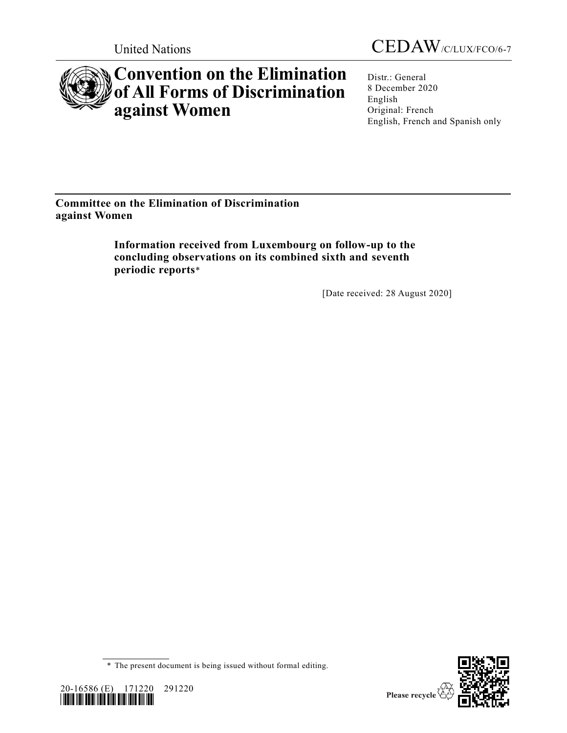United Nations

CEDAW/C/LUX/FCO/6-7

# Convention on the Elimination of All Forms of Discrimination against Women

Distr.: General
8 December 2020
English
Original: French
English, French and Spanish only

**Committee on the Elimination of Discrimination against Women**

## Information received from Luxembourg on follow-up to the concluding observations on its combined sixth and seventh periodic reports*

[Date received: 28 August 2020]

* The present document is being issued without formal editing.

20-16586 (E) 171220 291220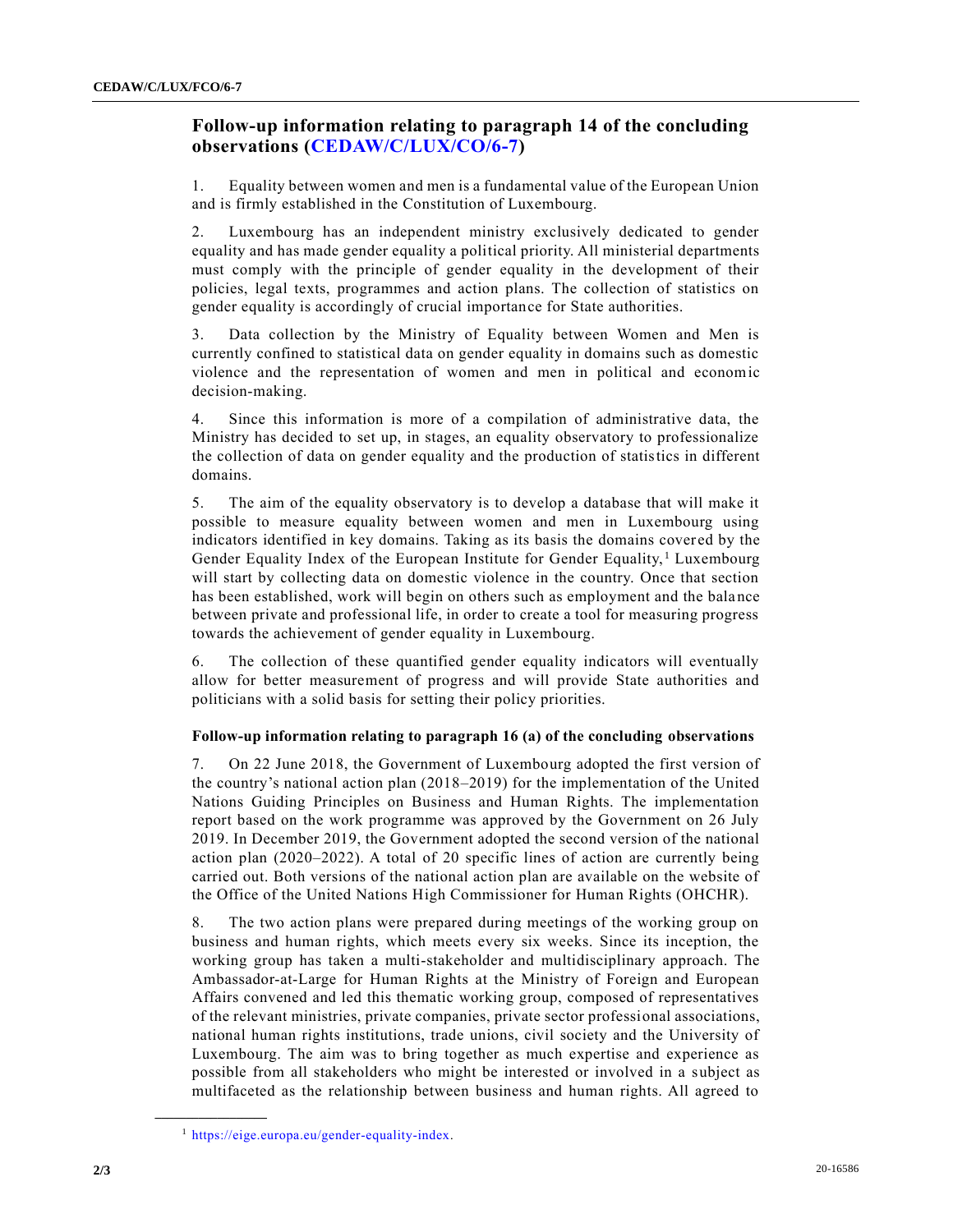## Follow-up information relating to paragraph 14 of the concluding observations (CEDAW/C/LUX/CO/6-7)

1. Equality between women and men is a fundamental value of the European Union and is firmly established in the Constitution of Luxembourg.

2. Luxembourg has an independent ministry exclusively dedicated to gender equality and has made gender equality a political priority. All ministerial departments must comply with the principle of gender equality in the development of their policies, legal texts, programmes and action plans. The collection of statistics on gender equality is accordingly of crucial importance for State authorities.

3. Data collection by the Ministry of Equality between Women and Men is currently confined to statistical data on gender equality in domains such as domestic violence and the representation of women and men in political and economic decision-making.

4. Since this information is more of a compilation of administrative data, the Ministry has decided to set up, in stages, an equality observatory to professionalize the collection of data on gender equality and the production of statistics in different domains.

5. The aim of the equality observatory is to develop a database that will make it possible to measure equality between women and men in Luxembourg using indicators identified in key domains. Taking as its basis the domains covered by the Gender Equality Index of the European Institute for Gender Equality,[1] Luxembourg will start by collecting data on domestic violence in the country. Once that section has been established, work will begin on others such as employment and the balance between private and professional life, in order to create a tool for measuring progress towards the achievement of gender equality in Luxembourg.

6. The collection of these quantified gender equality indicators will eventually allow for better measurement of progress and will provide State authorities and politicians with a solid basis for setting their policy priorities.

### Follow-up information relating to paragraph 16 (a) of the concluding observations

7. On 22 June 2018, the Government of Luxembourg adopted the first version of the country's national action plan (2018–2019) for the implementation of the United Nations Guiding Principles on Business and Human Rights. The implementation report based on the work programme was approved by the Government on 26 July 2019. In December 2019, the Government adopted the second version of the national action plan (2020–2022). A total of 20 specific lines of action are currently being carried out. Both versions of the national action plan are available on the website of the Office of the United Nations High Commissioner for Human Rights (OHCHR).

8. The two action plans were prepared during meetings of the working group on business and human rights, which meets every six weeks. Since its inception, the working group has taken a multi-stakeholder and multidisciplinary approach. The Ambassador-at-Large for Human Rights at the Ministry of Foreign and European Affairs convened and led this thematic working group, composed of representatives of the relevant ministries, private companies, private sector professional associations, national human rights institutions, trade unions, civil society and the University of Luxembourg. The aim was to bring together as much expertise and experience as possible from all stakeholders who might be interested or involved in a subject as multifaceted as the relationship between business and human rights. All agreed to

---

[1] https://eige.europa.eu/gender-equality-index.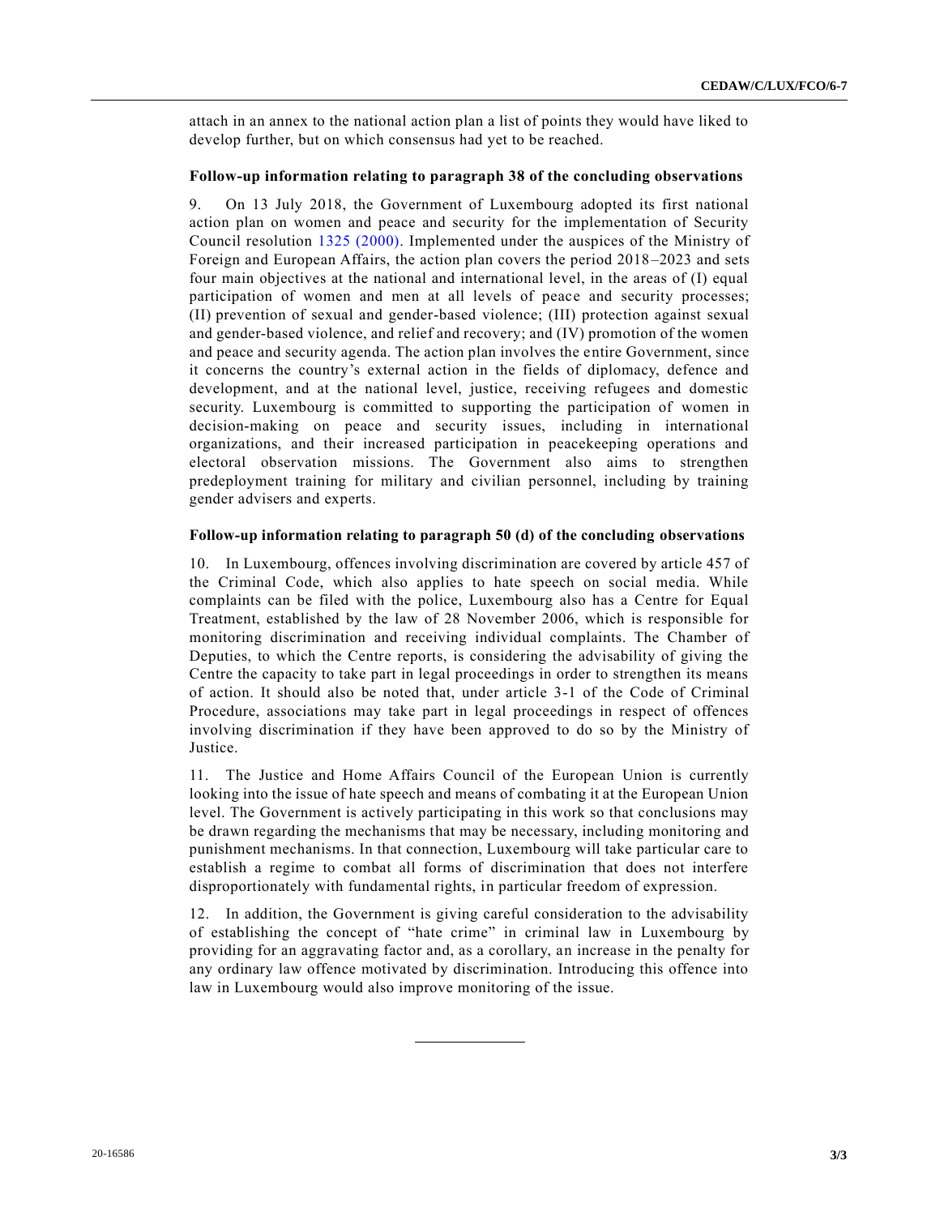attach in an annex to the national action plan a list of points they would have liked to develop further, but on which consensus had yet to be reached.

**Follow-up information relating to paragraph 38 of the concluding observations**

9. On 13 July 2018, the Government of Luxembourg adopted its first national action plan on women and peace and security for the implementation of Security Council resolution 1325 (2000). Implemented under the auspices of the Ministry of Foreign and European Affairs, the action plan covers the period 2018–2023 and sets four main objectives at the national and international level, in the areas of (I) equal participation of women and men at all levels of peace and security processes; (II) prevention of sexual and gender-based violence; (III) protection against sexual and gender-based violence, and relief and recovery; and (IV) promotion of the women and peace and security agenda. The action plan involves the entire Government, since it concerns the country's external action in the fields of diplomacy, defence and development, and at the national level, justice, receiving refugees and domestic security. Luxembourg is committed to supporting the participation of women in decision-making on peace and security issues, including in international organizations, and their increased participation in peacekeeping operations and electoral observation missions. The Government also aims to strengthen predeployment training for military and civilian personnel, including by training gender advisers and experts.

**Follow-up information relating to paragraph 50 (d) of the concluding observations**

10. In Luxembourg, offences involving discrimination are covered by article 457 of the Criminal Code, which also applies to hate speech on social media. While complaints can be filed with the police, Luxembourg also has a Centre for Equal Treatment, established by the law of 28 November 2006, which is responsible for monitoring discrimination and receiving individual complaints. The Chamber of Deputies, to which the Centre reports, is considering the advisability of giving the Centre the capacity to take part in legal proceedings in order to strengthen its means of action. It should also be noted that, under article 3-1 of the Code of Criminal Procedure, associations may take part in legal proceedings in respect of offences involving discrimination if they have been approved to do so by the Ministry of Justice.

11. The Justice and Home Affairs Council of the European Union is currently looking into the issue of hate speech and means of combating it at the European Union level. The Government is actively participating in this work so that conclusions may be drawn regarding the mechanisms that may be necessary, including monitoring and punishment mechanisms. In that connection, Luxembourg will take particular care to establish a regime to combat all forms of discrimination that does not interfere disproportionately with fundamental rights, in particular freedom of expression.

12. In addition, the Government is giving careful consideration to the advisability of establishing the concept of "hate crime" in criminal law in Luxembourg by providing for an aggravating factor and, as a corollary, an increase in the penalty for any ordinary law offence motivated by discrimination. Introducing this offence into law in Luxembourg would also improve monitoring of the issue.